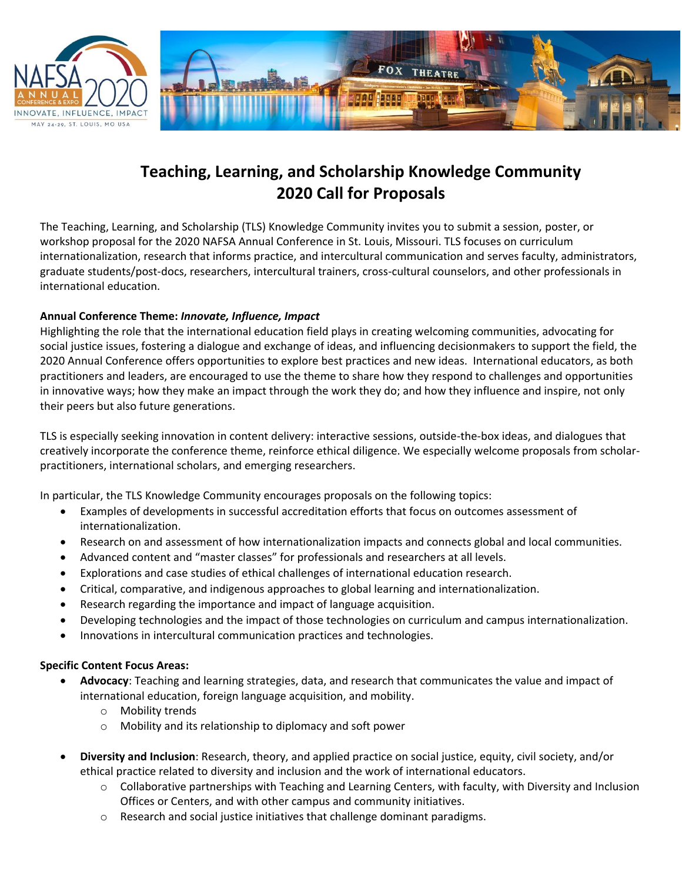# Teaching, Learning, and Scholarship Knowledge Community
# 2020 Call for Proposals

The Teaching, Learning, and Scholarship (TLS) Knowledge Community invites you to submit a session, poster, or workshop proposal for the 2020 NAFSA Annual Conference in St. Louis, Missouri. TLS focuses on curriculum internationalization, research that informs practice, and intercultural communication and serves faculty, administrators, graduate students/post-docs, researchers, intercultural trainers, cross-cultural counselors, and other professionals in international education.

**Annual Conference Theme: *Innovate, Influence, Impact***
Highlighting the role that the international education field plays in creating welcoming communities, advocating for social justice issues, fostering a dialogue and exchange of ideas, and influencing decisionmakers to support the field, the 2020 Annual Conference offers opportunities to explore best practices and new ideas. International educators, as both practitioners and leaders, are encouraged to use the theme to share how they respond to challenges and opportunities in innovative ways; how they make an impact through the work they do; and how they influence and inspire, not only their peers but also future generations.

TLS is especially seeking innovation in content delivery: interactive sessions, outside-the-box ideas, and dialogues that creatively incorporate the conference theme, reinforce ethical diligence. We especially welcome proposals from scholar-practitioners, international scholars, and emerging researchers.

In particular, the TLS Knowledge Community encourages proposals on the following topics:

- Examples of developments in successful accreditation efforts that focus on outcomes assessment of internationalization.
- Research on and assessment of how internationalization impacts and connects global and local communities.
- Advanced content and "master classes" for professionals and researchers at all levels.
- Explorations and case studies of ethical challenges of international education research.
- Critical, comparative, and indigenous approaches to global learning and internationalization.
- Research regarding the importance and impact of language acquisition.
- Developing technologies and the impact of those technologies on curriculum and campus internationalization.
- Innovations in intercultural communication practices and technologies.

**Specific Content Focus Areas:**

- **Advocacy**: Teaching and learning strategies, data, and research that communicates the value and impact of international education, foreign language acquisition, and mobility.
  - Mobility trends
  - Mobility and its relationship to diplomacy and soft power
- **Diversity and Inclusion**: Research, theory, and applied practice on social justice, equity, civil society, and/or ethical practice related to diversity and inclusion and the work of international educators.
  - Collaborative partnerships with Teaching and Learning Centers, with faculty, with Diversity and Inclusion Offices or Centers, and with other campus and community initiatives.
  - Research and social justice initiatives that challenge dominant paradigms.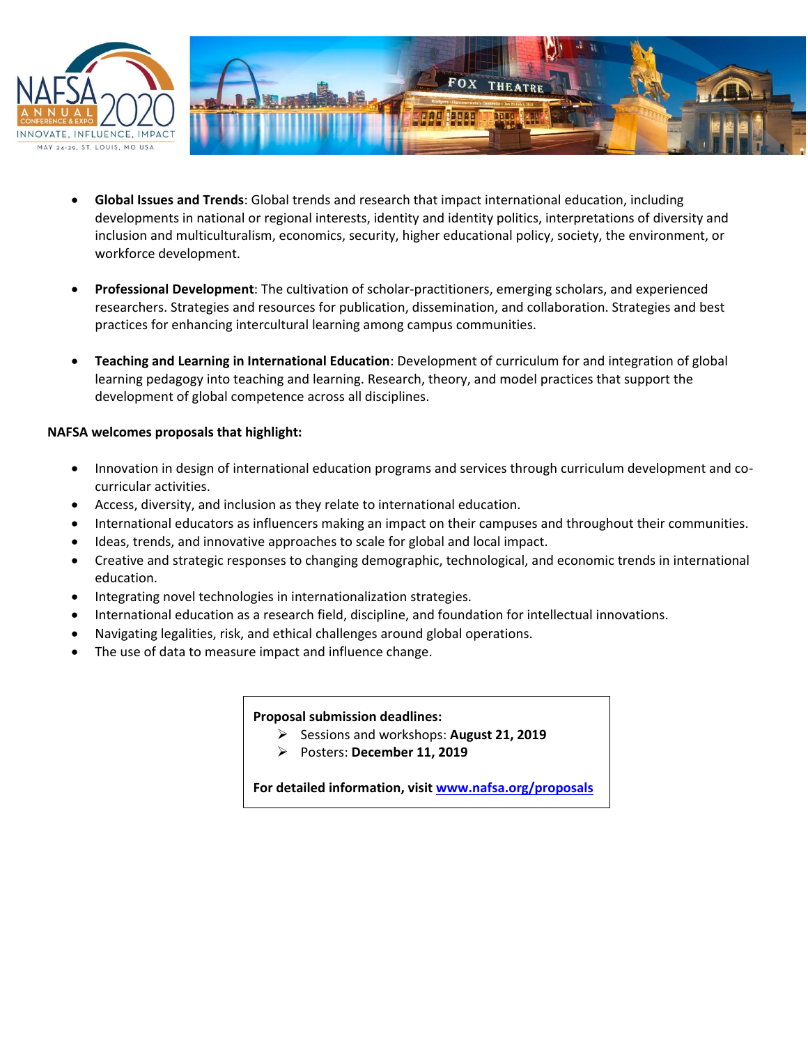- **Global Issues and Trends**: Global trends and research that impact international education, including developments in national or regional interests, identity and identity politics, interpretations of diversity and inclusion and multiculturalism, economics, security, higher educational policy, society, the environment, or workforce development.

- **Professional Development**: The cultivation of scholar-practitioners, emerging scholars, and experienced researchers. Strategies and resources for publication, dissemination, and collaboration. Strategies and best practices for enhancing intercultural learning among campus communities.

- **Teaching and Learning in International Education**: Development of curriculum for and integration of global learning pedagogy into teaching and learning. Research, theory, and model practices that support the development of global competence across all disciplines.

**NAFSA welcomes proposals that highlight:**

- Innovation in design of international education programs and services through curriculum development and co-curricular activities.
- Access, diversity, and inclusion as they relate to international education.
- International educators as influencers making an impact on their campuses and throughout their communities.
- Ideas, trends, and innovative approaches to scale for global and local impact.
- Creative and strategic responses to changing demographic, technological, and economic trends in international education.
- Integrating novel technologies in internationalization strategies.
- International education as a research field, discipline, and foundation for intellectual innovations.
- Navigating legalities, risk, and ethical challenges around global operations.
- The use of data to measure impact and influence change.

**Proposal submission deadlines:**

- Sessions and workshops: **August 21, 2019**
- Posters: **December 11, 2019**

**For detailed information, visit [www.nafsa.org/proposals](www.nafsa.org/proposals)**